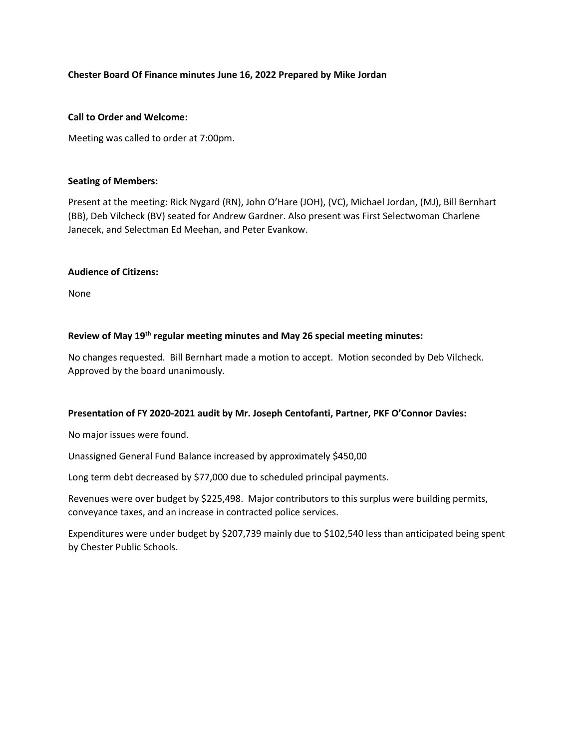**Chester Board Of Finance minutes June 16, 2022 Prepared by Mike Jordan**

**Call to Order and Welcome:**

Meeting was called to order at 7:00pm.

**Seating of Members:**

Present at the meeting: Rick Nygard (RN), John O'Hare (JOH), (VC), Michael Jordan, (MJ), Bill Bernhart (BB), Deb Vilcheck (BV) seated for Andrew Gardner. Also present was First Selectwoman Charlene Janecek, and Selectman Ed Meehan, and Peter Evankow.

**Audience of Citizens:**

None

**Review of May 19th regular meeting minutes and May 26 special meeting minutes:**

No changes requested. Bill Bernhart made a motion to accept. Motion seconded by Deb Vilcheck. Approved by the board unanimously.

**Presentation of FY 2020-2021 audit by Mr. Joseph Centofanti, Partner, PKF O'Connor Davies:**

No major issues were found.

Unassigned General Fund Balance increased by approximately $450,00

Long term debt decreased by $77,000 due to scheduled principal payments.

Revenues were over budget by $225,498. Major contributors to this surplus were building permits, conveyance taxes, and an increase in contracted police services.

Expenditures were under budget by $207,739 mainly due to $102,540 less than anticipated being spent by Chester Public Schools.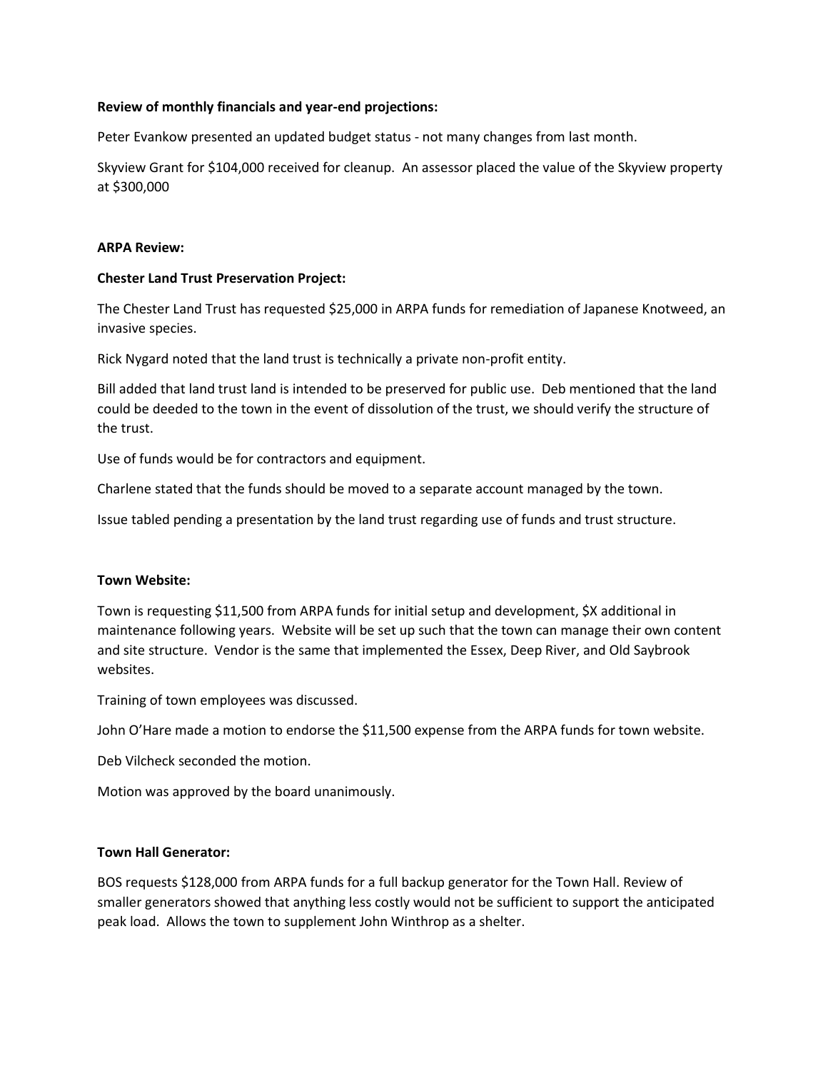**Review of monthly financials and year-end projections:**

Peter Evankow presented an updated budget status - not many changes from last month.

Skyview Grant for $104,000 received for cleanup. An assessor placed the value of the Skyview property at $300,000

**ARPA Review:**

**Chester Land Trust Preservation Project:**

The Chester Land Trust has requested $25,000 in ARPA funds for remediation of Japanese Knotweed, an invasive species.

Rick Nygard noted that the land trust is technically a private non-profit entity.

Bill added that land trust land is intended to be preserved for public use. Deb mentioned that the land could be deeded to the town in the event of dissolution of the trust, we should verify the structure of the trust.

Use of funds would be for contractors and equipment.

Charlene stated that the funds should be moved to a separate account managed by the town.

Issue tabled pending a presentation by the land trust regarding use of funds and trust structure.

**Town Website:**

Town is requesting $11,500 from ARPA funds for initial setup and development, $X additional in maintenance following years. Website will be set up such that the town can manage their own content and site structure. Vendor is the same that implemented the Essex, Deep River, and Old Saybrook websites.

Training of town employees was discussed.

John O'Hare made a motion to endorse the $11,500 expense from the ARPA funds for town website.

Deb Vilcheck seconded the motion.

Motion was approved by the board unanimously.

**Town Hall Generator:**

BOS requests $128,000 from ARPA funds for a full backup generator for the Town Hall. Review of smaller generators showed that anything less costly would not be sufficient to support the anticipated peak load. Allows the town to supplement John Winthrop as a shelter.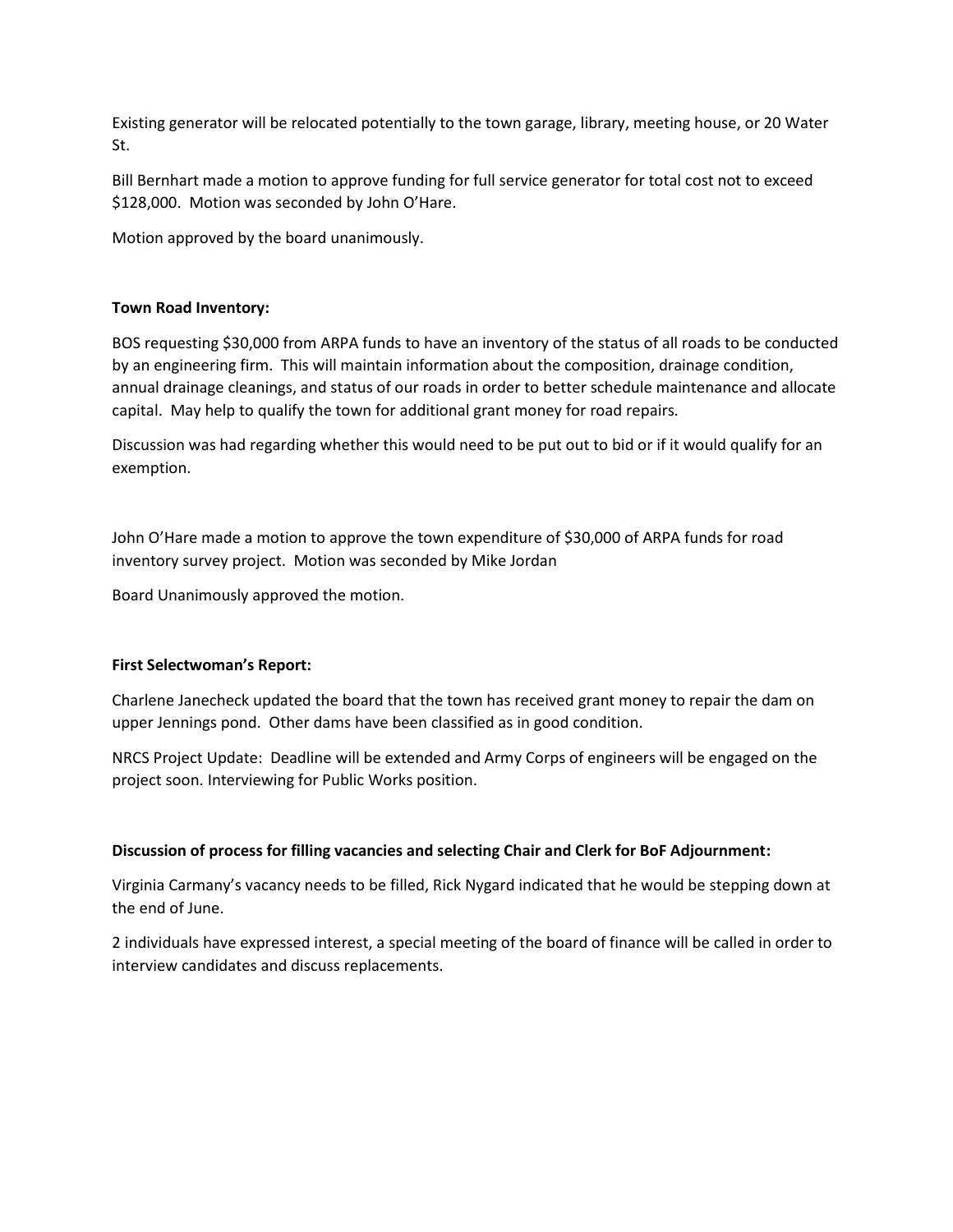Existing generator will be relocated potentially to the town garage, library, meeting house, or 20 Water St.

Bill Bernhart made a motion to approve funding for full service generator for total cost not to exceed $128,000. Motion was seconded by John O'Hare.

Motion approved by the board unanimously.

**Town Road Inventory:**

BOS requesting $30,000 from ARPA funds to have an inventory of the status of all roads to be conducted by an engineering firm. This will maintain information about the composition, drainage condition, annual drainage cleanings, and status of our roads in order to better schedule maintenance and allocate capital. May help to qualify the town for additional grant money for road repairs.

Discussion was had regarding whether this would need to be put out to bid or if it would qualify for an exemption.

John O'Hare made a motion to approve the town expenditure of $30,000 of ARPA funds for road inventory survey project. Motion was seconded by Mike Jordan

Board Unanimously approved the motion.

**First Selectwoman's Report:**

Charlene Janecheck updated the board that the town has received grant money to repair the dam on upper Jennings pond. Other dams have been classified as in good condition.

NRCS Project Update: Deadline will be extended and Army Corps of engineers will be engaged on the project soon. Interviewing for Public Works position.

**Discussion of process for filling vacancies and selecting Chair and Clerk for BoF Adjournment:**

Virginia Carmany's vacancy needs to be filled, Rick Nygard indicated that he would be stepping down at the end of June.

2 individuals have expressed interest, a special meeting of the board of finance will be called in order to interview candidates and discuss replacements.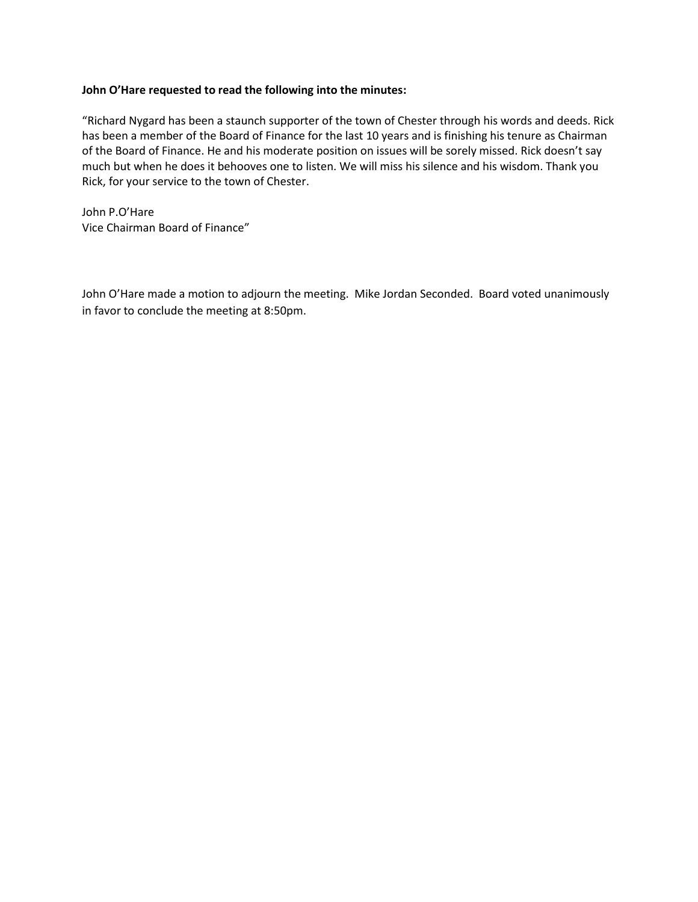**John O'Hare requested to read the following into the minutes:**

"Richard Nygard has been a staunch supporter of the town of Chester through his words and deeds. Rick has been a member of the Board of Finance for the last 10 years and is finishing his tenure as Chairman of the Board of Finance. He and his moderate position on issues will be sorely missed. Rick doesn't say much but when he does it behooves one to listen. We will miss his silence and his wisdom. Thank you Rick, for your service to the town of Chester.

John P.O'Hare
Vice Chairman Board of Finance"

John O'Hare made a motion to adjourn the meeting. Mike Jordan Seconded. Board voted unanimously in favor to conclude the meeting at 8:50pm.